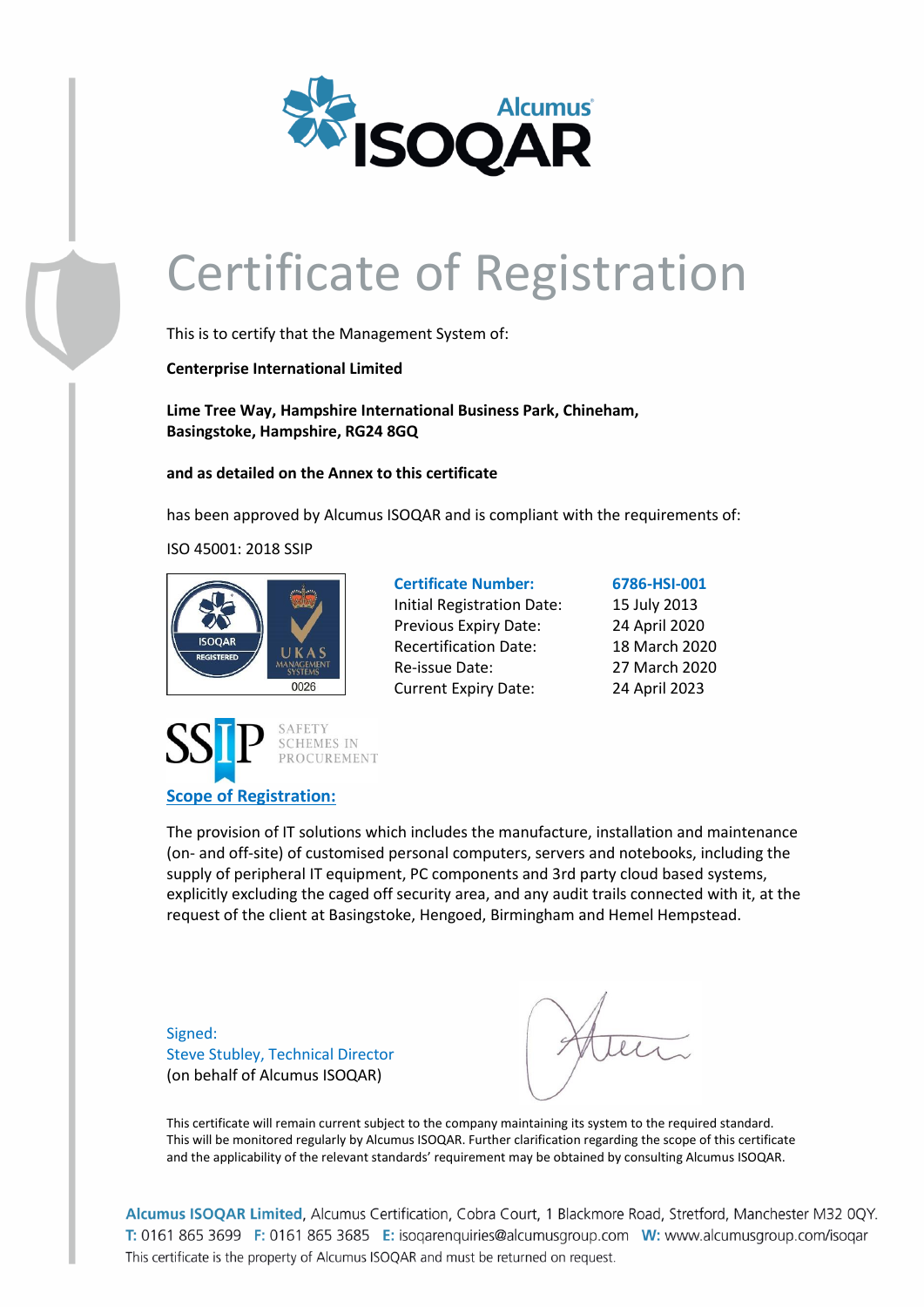# Certificate of Registration

This is to certify that the Management System of:

**Centerprise International Limited**

**Lime Tree Way, Hampshire International Business Park, Chineham, Basingstoke, Hampshire, RG24 8GQ**

**and as detailed on the Annex to this certificate**

has been approved by Alcumus ISOQAR and is compliant with the requirements of:

ISO 45001: 2018 SSIP

| **Certificate Number:** | **6786-HSI-001** |
|---|---|
| Initial Registration Date: | 15 July 2013 |
| Previous Expiry Date: | 24 April 2020 |
| Recertification Date: | 18 March 2020 |
| Re-issue Date: | 27 March 2020 |
| Current Expiry Date: | 24 April 2023 |

**Scope of Registration:**

The provision of IT solutions which includes the manufacture, installation and maintenance (on- and off-site) of customised personal computers, servers and notebooks, including the supply of peripheral IT equipment, PC components and 3rd party cloud based systems, explicitly excluding the caged off security area, and any audit trails connected with it, at the request of the client at Basingstoke, Hengoed, Birmingham and Hemel Hempstead.

Signed:
Steve Stubley, Technical Director
(on behalf of Alcumus ISOQAR)

This certificate will remain current subject to the company maintaining its system to the required standard. This will be monitored regularly by Alcumus ISOQAR. Further clarification regarding the scope of this certificate and the applicability of the relevant standards' requirement may be obtained by consulting Alcumus ISOQAR.

**Alcumus ISOQAR Limited**, Alcumus Certification, Cobra Court, 1 Blackmore Road, Stretford, Manchester M32 0QY.
T: 0161 865 3699 F: 0161 865 3685 E: isoqarenquiries@alcumusgroup.com W: www.alcumusgroup.com/isoqar
This certificate is the property of Alcumus ISOQAR and must be returned on request.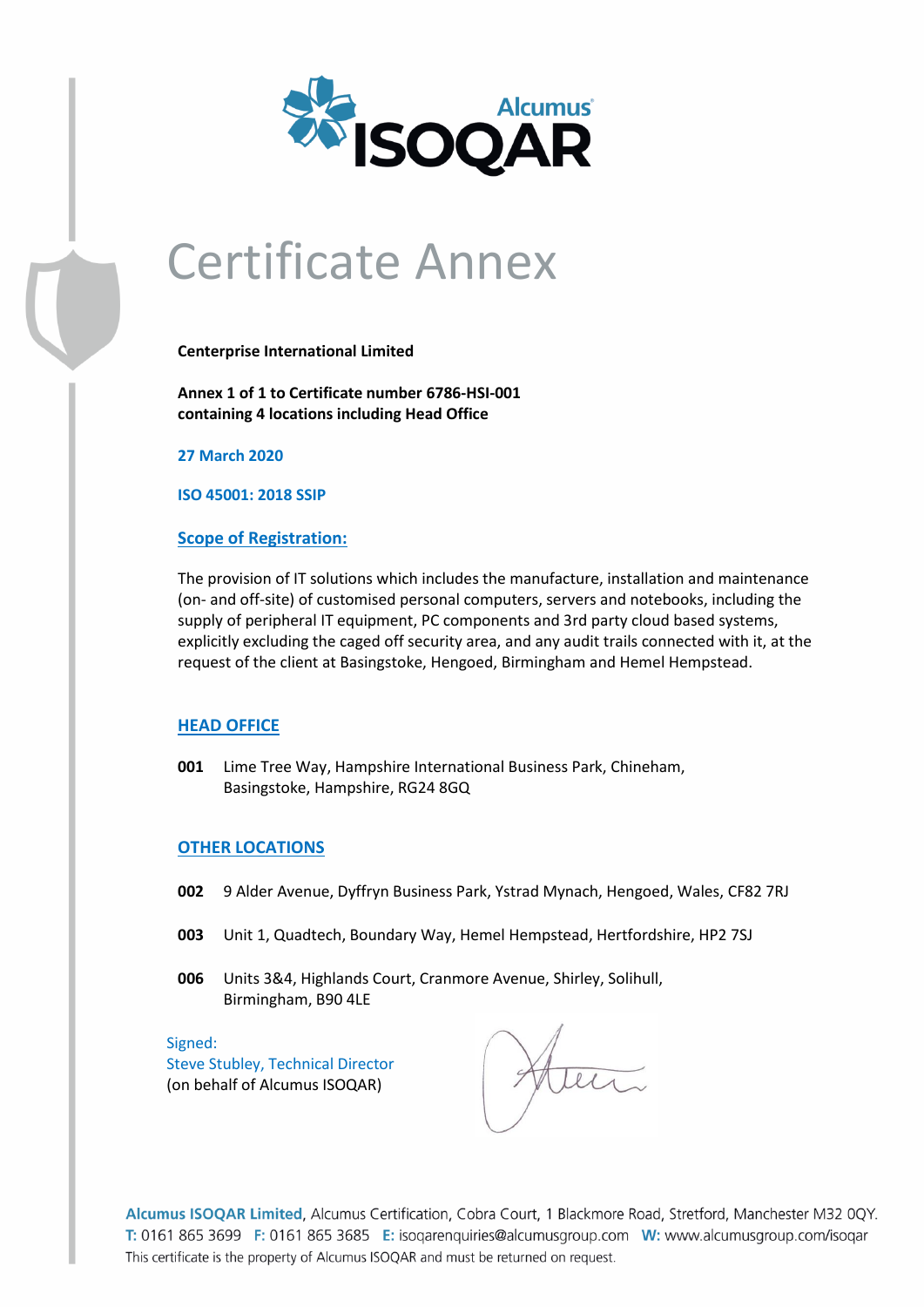# Certificate Annex

**Centerprise International Limited**

**Annex 1 of 1 to Certificate number 6786-HSI-001**
**containing 4 locations including Head Office**

**27 March 2020**

**ISO 45001: 2018 SSIP**

## Scope of Registration:

The provision of IT solutions which includes the manufacture, installation and maintenance (on- and off-site) of customised personal computers, servers and notebooks, including the supply of peripheral IT equipment, PC components and 3rd party cloud based systems, explicitly excluding the caged off security area, and any audit trails connected with it, at the request of the client at Basingstoke, Hengoed, Birmingham and Hemel Hempstead.

## HEAD OFFICE

**001** Lime Tree Way, Hampshire International Business Park, Chineham, Basingstoke, Hampshire, RG24 8GQ

## OTHER LOCATIONS

**002** 9 Alder Avenue, Dyffryn Business Park, Ystrad Mynach, Hengoed, Wales, CF82 7RJ

**003** Unit 1, Quadtech, Boundary Way, Hemel Hempstead, Hertfordshire, HP2 7SJ

**006** Units 3&4, Highlands Court, Cranmore Avenue, Shirley, Solihull, Birmingham, B90 4LE

Signed:
Steve Stubley, Technical Director
(on behalf of Alcumus ISOQAR)

**Alcumus ISOQAR Limited**, Alcumus Certification, Cobra Court, 1 Blackmore Road, Stretford, Manchester M32 0QY.
T: 0161 865 3699 F: 0161 865 3685 E: isoqarenquiries@alcumusgroup.com W: www.alcumusgroup.com/isoqar
This certificate is the property of Alcumus ISOQAR and must be returned on request.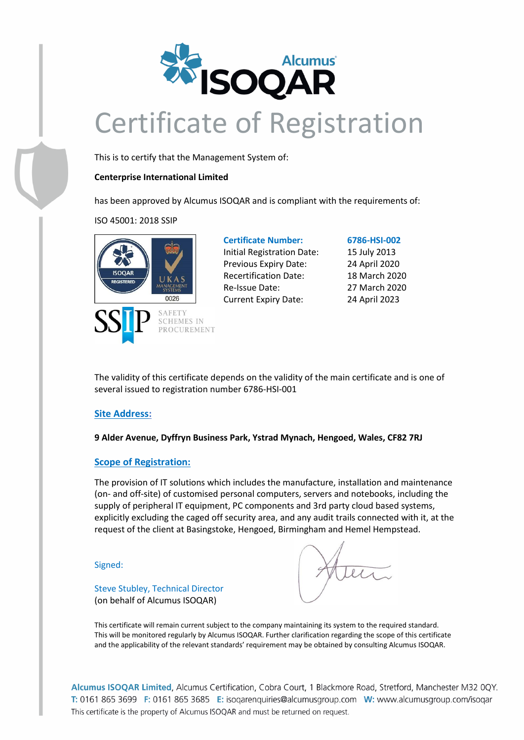# Certificate of Registration

This is to certify that the Management System of:

**Centerprise International Limited**

has been approved by Alcumus ISOQAR and is compliant with the requirements of:

ISO 45001: 2018 SSIP

| **Certificate Number:** | **6786-HSI-002** |
| --- | --- |
| Initial Registration Date: | 15 July 2013 |
| Previous Expiry Date: | 24 April 2020 |
| Recertification Date: | 18 March 2020 |
| Re-Issue Date: | 27 March 2020 |
| Current Expiry Date: | 24 April 2023 |

The validity of this certificate depends on the validity of the main certificate and is one of several issued to registration number 6786-HSI-001

## Site Address:

**9 Alder Avenue, Dyffryn Business Park, Ystrad Mynach, Hengoed, Wales, CF82 7RJ**

## Scope of Registration:

The provision of IT solutions which includes the manufacture, installation and maintenance (on- and off-site) of customised personal computers, servers and notebooks, including the supply of peripheral IT equipment, PC components and 3rd party cloud based systems, explicitly excluding the caged off security area, and any audit trails connected with it, at the request of the client at Basingstoke, Hengoed, Birmingham and Hemel Hempstead.

Signed:

Steve Stubley, Technical Director
(on behalf of Alcumus ISOQAR)

This certificate will remain current subject to the company maintaining its system to the required standard. This will be monitored regularly by Alcumus ISOQAR. Further clarification regarding the scope of this certificate and the applicability of the relevant standards' requirement may be obtained by consulting Alcumus ISOQAR.

**Alcumus ISOQAR Limited**, Alcumus Certification, Cobra Court, 1 Blackmore Road, Stretford, Manchester M32 0QY.
T: 0161 865 3699 F: 0161 865 3685 E: isoqarenquiries@alcumusgroup.com W: www.alcumusgroup.com/isoqar
This certificate is the property of Alcumus ISOQAR and must be returned on request.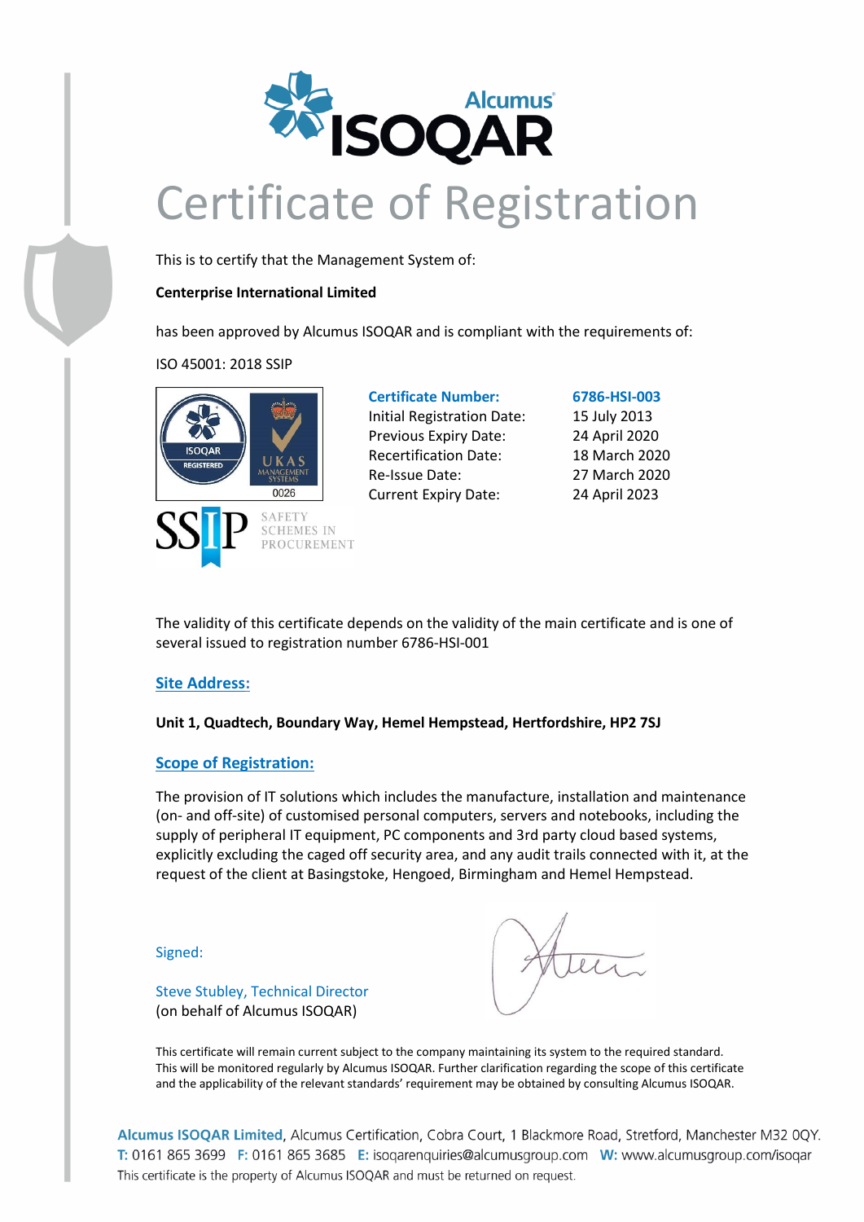# Certificate of Registration

This is to certify that the Management System of:

**Centerprise International Limited**

has been approved by Alcumus ISOQAR and is compliant with the requirements of:

ISO 45001: 2018 SSIP

| **Certificate Number:** | **6786-HSI-003** |
|---|---|
| Initial Registration Date: | 15 July 2013 |
| Previous Expiry Date: | 24 April 2020 |
| Recertification Date: | 18 March 2020 |
| Re-Issue Date: | 27 March 2020 |
| Current Expiry Date: | 24 April 2023 |

The validity of this certificate depends on the validity of the main certificate and is one of several issued to registration number 6786-HSI-001

## Site Address:

**Unit 1, Quadtech, Boundary Way, Hemel Hempstead, Hertfordshire, HP2 7SJ**

## Scope of Registration:

The provision of IT solutions which includes the manufacture, installation and maintenance (on- and off-site) of customised personal computers, servers and notebooks, including the supply of peripheral IT equipment, PC components and 3rd party cloud based systems, explicitly excluding the caged off security area, and any audit trails connected with it, at the request of the client at Basingstoke, Hengoed, Birmingham and Hemel Hempstead.

Signed:

Steve Stubley, Technical Director
(on behalf of Alcumus ISOQAR)

This certificate will remain current subject to the company maintaining its system to the required standard. This will be monitored regularly by Alcumus ISOQAR. Further clarification regarding the scope of this certificate and the applicability of the relevant standards' requirement may be obtained by consulting Alcumus ISOQAR.

**Alcumus ISOQAR Limited**, Alcumus Certification, Cobra Court, 1 Blackmore Road, Stretford, Manchester M32 0QY.
T: 0161 865 3699 F: 0161 865 3685 E: isoqarenquiries@alcumusgroup.com W: www.alcumusgroup.com/isoqar
This certificate is the property of Alcumus ISOQAR and must be returned on request.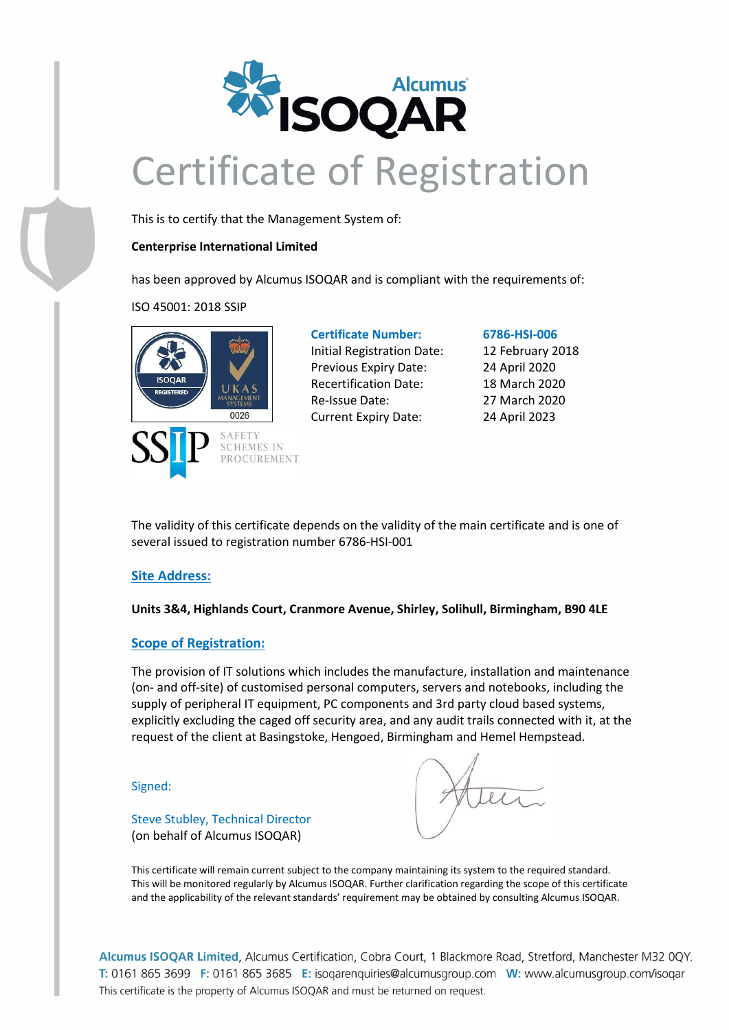# Certificate of Registration

This is to certify that the Management System of:

**Centerprise International Limited**

has been approved by Alcumus ISOQAR and is compliant with the requirements of:

ISO 45001: 2018 SSIP

| | |
|---|---|
| **Certificate Number:** | **6786-HSI-006** |
| Initial Registration Date: | 12 February 2018 |
| Previous Expiry Date: | 24 April 2020 |
| Recertification Date: | 18 March 2020 |
| Re-Issue Date: | 27 March 2020 |
| Current Expiry Date: | 24 April 2023 |

The validity of this certificate depends on the validity of the main certificate and is one of several issued to registration number 6786-HSI-001

## Site Address:

**Units 3&4, Highlands Court, Cranmore Avenue, Shirley, Solihull, Birmingham, B90 4LE**

## Scope of Registration:

The provision of IT solutions which includes the manufacture, installation and maintenance (on- and off-site) of customised personal computers, servers and notebooks, including the supply of peripheral IT equipment, PC components and 3rd party cloud based systems, explicitly excluding the caged off security area, and any audit trails connected with it, at the request of the client at Basingstoke, Hengoed, Birmingham and Hemel Hempstead.

Signed:

Steve Stubley, Technical Director
(on behalf of Alcumus ISOQAR)

This certificate will remain current subject to the company maintaining its system to the required standard. This will be monitored regularly by Alcumus ISOQAR. Further clarification regarding the scope of this certificate and the applicability of the relevant standards' requirement may be obtained by consulting Alcumus ISOQAR.

**Alcumus ISOQAR Limited**, Alcumus Certification, Cobra Court, 1 Blackmore Road, Stretford, Manchester M32 0QY.
T: 0161 865 3699 F: 0161 865 3685 E: isoqarenquiries@alcumusgroup.com W: www.alcumusgroup.com/isoqar
This certificate is the property of Alcumus ISOQAR and must be returned on request.